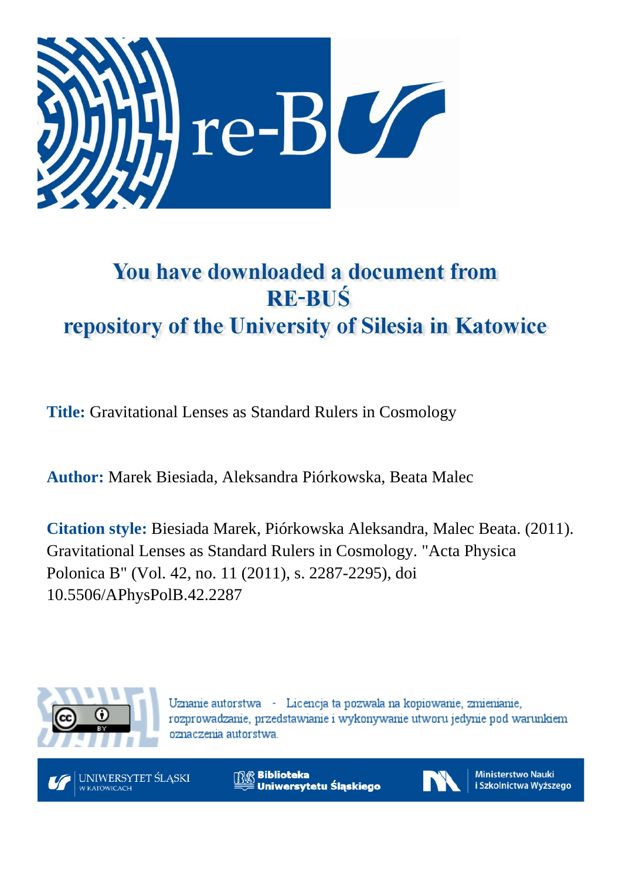# You have downloaded a document from RE-BUŚ repository of the University of Silesia in Katowice

**Title:** Gravitational Lenses as Standard Rulers in Cosmology

**Author:** Marek Biesiada, Aleksandra Piórkowska, Beata Malec

**Citation style:** Biesiada Marek, Piórkowska Aleksandra, Malec Beata. (2011). Gravitational Lenses as Standard Rulers in Cosmology. "Acta Physica Polonica B" (Vol. 42, no. 11 (2011), s. 2287-2295), doi 10.5506/APhysPolB.42.2287

Uznanie autorstwa - Licencja ta pozwala na kopiowanie, zmienianie, rozprowadzanie, przedstawianie i wykonywanie utworu jedynie pod warunkiem oznaczenia autorstwa.

UNIWERSYTET ŚLĄSKI W KATOWICACH

Biblioteka Uniwersytetu Śląskiego

Ministerstwo Nauki i Szkolnictwa Wyższego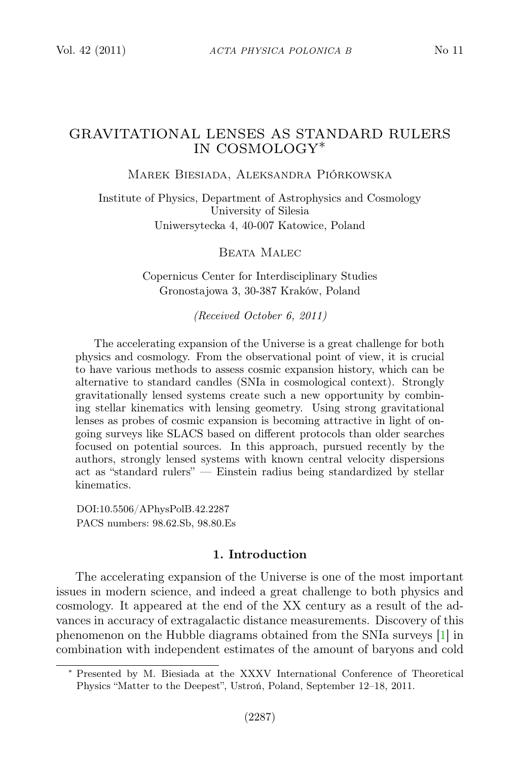# GRAVITATIONAL LENSES AS STANDARD RULERS IN COSMOLOGY*

Marek Biesiada, Aleksandra Piórkowska

Institute of Physics, Department of Astrophysics and Cosmology
University of Silesia
Uniwersytecka 4, 40-007 Katowice, Poland

Beata Malec

Copernicus Center for Interdisciplinary Studies
Gronostajowa 3, 30-387 Kraków, Poland

*(Received October 6, 2011)*

The accelerating expansion of the Universe is a great challenge for both physics and cosmology. From the observational point of view, it is crucial to have various methods to assess cosmic expansion history, which can be alternative to standard candles (SNIa in cosmological context). Strongly gravitationally lensed systems create such a new opportunity by combining stellar kinematics with lensing geometry. Using strong gravitational lenses as probes of cosmic expansion is becoming attractive in light of ongoing surveys like SLACS based on different protocols than older searches focused on potential sources. In this approach, pursued recently by the authors, strongly lensed systems with known central velocity dispersions act as "standard rulers" — Einstein radius being standardized by stellar kinematics.

DOI:10.5506/APhysPolB.42.2287
PACS numbers: 98.62.Sb, 98.80.Es

## 1. Introduction

The accelerating expansion of the Universe is one of the most important issues in modern science, and indeed a great challenge to both physics and cosmology. It appeared at the end of the XX century as a result of the advances in accuracy of extragalactic distance measurements. Discovery of this phenomenon on the Hubble diagrams obtained from the SNIa surveys [1] in combination with independent estimates of the amount of baryons and cold

---

* Presented by M. Biesiada at the XXXV International Conference of Theoretical Physics "Matter to the Deepest", Ustroń, Poland, September 12–18, 2011.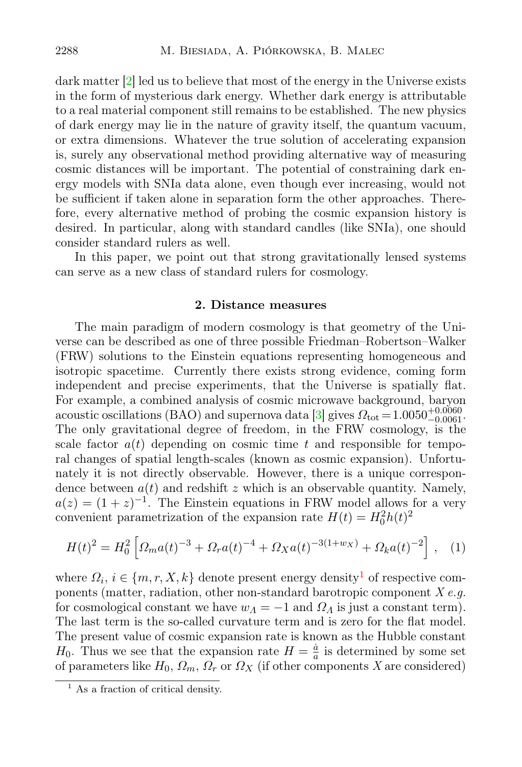dark matter [2] led us to believe that most of the energy in the Universe exists in the form of mysterious dark energy. Whether dark energy is attributable to a real material component still remains to be established. The new physics of dark energy may lie in the nature of gravity itself, the quantum vacuum, or extra dimensions. Whatever the true solution of accelerating expansion is, surely any observational method providing alternative way of measuring cosmic distances will be important. The potential of constraining dark energy models with SNIa data alone, even though ever increasing, would not be sufficient if taken alone in separation form the other approaches. Therefore, every alternative method of probing the cosmic expansion history is desired. In particular, along with standard candles (like SNIa), one should consider standard rulers as well.

In this paper, we point out that strong gravitationally lensed systems can serve as a new class of standard rulers for cosmology.

## 2. Distance measures

The main paradigm of modern cosmology is that geometry of the Universe can be described as one of three possible Friedman–Robertson–Walker (FRW) solutions to the Einstein equations representing homogeneous and isotropic spacetime. Currently there exists strong evidence, coming form independent and precise experiments, that the Universe is spatially flat. For example, a combined analysis of cosmic microwave background, baryon acoustic oscillations (BAO) and supernova data [3] gives $\Omega_{\rm tot} = 1.0050^{+0.0060}_{-0.0061}$. The only gravitational degree of freedom, in the FRW cosmology, is the scale factor $a(t)$ depending on cosmic time $t$ and responsible for temporal changes of spatial length-scales (known as cosmic expansion). Unfortunately it is not directly observable. However, there is a unique correspondence between $a(t)$ and redshift $z$ which is an observable quantity. Namely, $a(z) = (1+z)^{-1}$. The Einstein equations in FRW model allows for a very convenient parametrization of the expansion rate $H(t) = H_0^2 h(t)^2$

$$H(t)^2 = H_0^2 \left[ \Omega_m a(t)^{-3} + \Omega_r a(t)^{-4} + \Omega_X a(t)^{-3(1+w_X)} + \Omega_k a(t)^{-2} \right] , \quad (1)$$

where $\Omega_i$, $i \in \{m, r, X, k\}$ denote present energy density[1] of respective components (matter, radiation, other non-standard barotropic component $X$ *e.g.* for cosmological constant we have $w_\Lambda = -1$ and $\Omega_\Lambda$ is just a constant term). The last term is the so-called curvature term and is zero for the flat model. The present value of cosmic expansion rate is known as the Hubble constant $H_0$. Thus we see that the expansion rate $H = \frac{\dot{a}}{a}$ is determined by some set of parameters like $H_0$, $\Omega_m$, $\Omega_r$ or $\Omega_X$ (if other components $X$ are considered)

[1] As a fraction of critical density.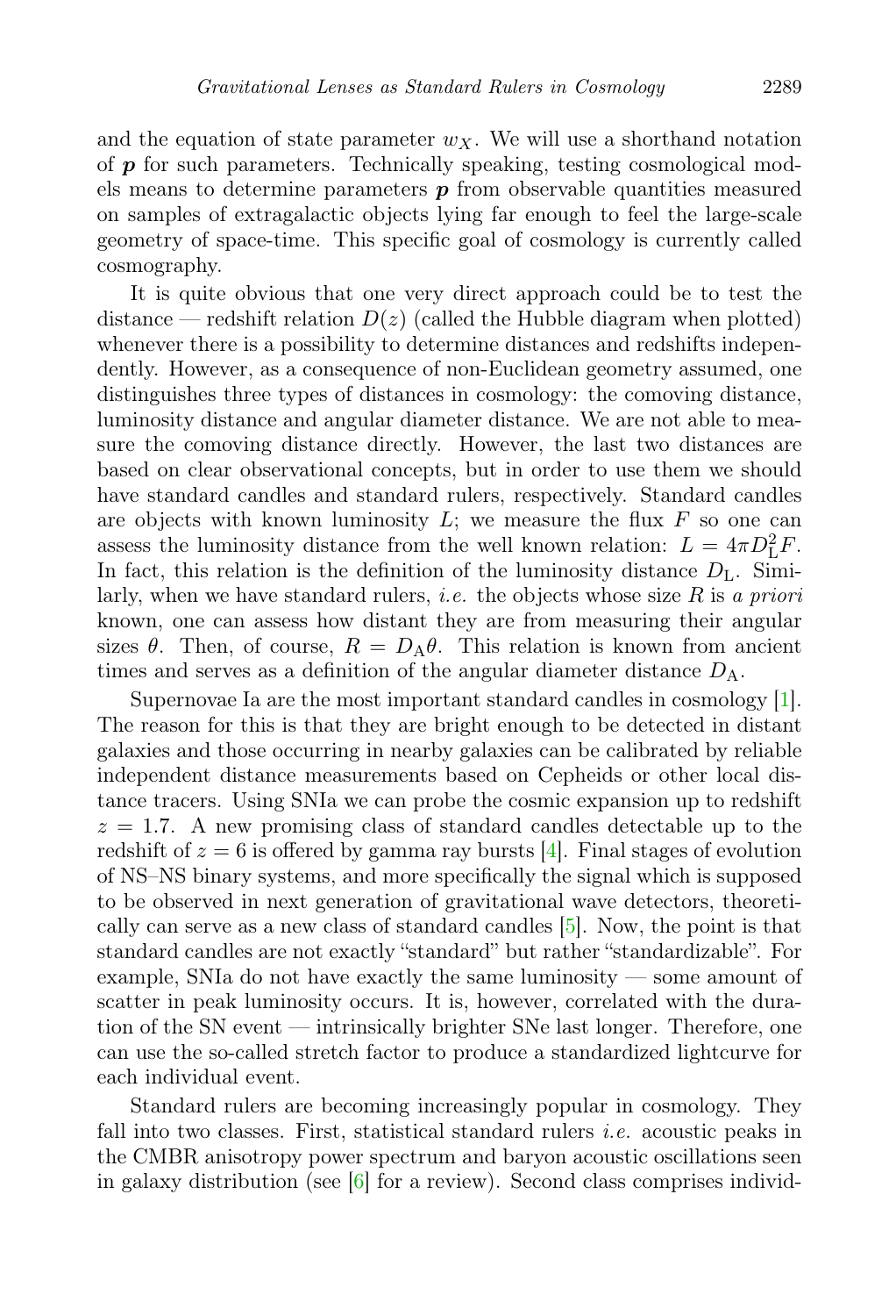and the equation of state parameter $w_X$. We will use a shorthand notation of $\boldsymbol{p}$ for such parameters. Technically speaking, testing cosmological models means to determine parameters $\boldsymbol{p}$ from observable quantities measured on samples of extragalactic objects lying far enough to feel the large-scale geometry of space-time. This specific goal of cosmology is currently called cosmography.

It is quite obvious that one very direct approach could be to test the distance — redshift relation $D(z)$ (called the Hubble diagram when plotted) whenever there is a possibility to determine distances and redshifts independently. However, as a consequence of non-Euclidean geometry assumed, one distinguishes three types of distances in cosmology: the comoving distance, luminosity distance and angular diameter distance. We are not able to measure the comoving distance directly. However, the last two distances are based on clear observational concepts, but in order to use them we should have standard candles and standard rulers, respectively. Standard candles are objects with known luminosity $L$; we measure the flux $F$ so one can assess the luminosity distance from the well known relation: $L = 4\pi D_{\rm L}^2 F$. In fact, this relation is the definition of the luminosity distance $D_{\rm L}$. Similarly, when we have standard rulers, *i.e.* the objects whose size $R$ is *a priori* known, one can assess how distant they are from measuring their angular sizes $\theta$. Then, of course, $R = D_{\rm A}\theta$. This relation is known from ancient times and serves as a definition of the angular diameter distance $D_{\rm A}$.

Supernovae Ia are the most important standard candles in cosmology [1]. The reason for this is that they are bright enough to be detected in distant galaxies and those occurring in nearby galaxies can be calibrated by reliable independent distance measurements based on Cepheids or other local distance tracers. Using SNIa we can probe the cosmic expansion up to redshift $z = 1.7$. A new promising class of standard candles detectable up to the redshift of $z = 6$ is offered by gamma ray bursts [4]. Final stages of evolution of NS–NS binary systems, and more specifically the signal which is supposed to be observed in next generation of gravitational wave detectors, theoretically can serve as a new class of standard candles [5]. Now, the point is that standard candles are not exactly "standard" but rather "standardizable". For example, SNIa do not have exactly the same luminosity — some amount of scatter in peak luminosity occurs. It is, however, correlated with the duration of the SN event — intrinsically brighter SNe last longer. Therefore, one can use the so-called stretch factor to produce a standardized lightcurve for each individual event.

Standard rulers are becoming increasingly popular in cosmology. They fall into two classes. First, statistical standard rulers *i.e.* acoustic peaks in the CMBR anisotropy power spectrum and baryon acoustic oscillations seen in galaxy distribution (see [6] for a review). Second class comprises individ-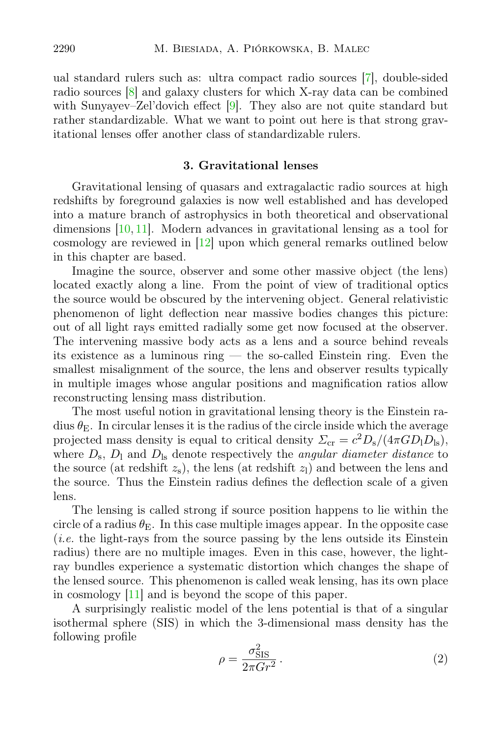ual standard rulers such as: ultra compact radio sources [7], double-sided radio sources [8] and galaxy clusters for which X-ray data can be combined with Sunyayev–Zel'dovich effect [9]. They also are not quite standard but rather standardizable. What we want to point out here is that strong gravitational lenses offer another class of standardizable rulers.

## 3. Gravitational lenses

Gravitational lensing of quasars and extragalactic radio sources at high redshifts by foreground galaxies is now well established and has developed into a mature branch of astrophysics in both theoretical and observational dimensions [10, 11]. Modern advances in gravitational lensing as a tool for cosmology are reviewed in [12] upon which general remarks outlined below in this chapter are based.

Imagine the source, observer and some other massive object (the lens) located exactly along a line. From the point of view of traditional optics the source would be obscured by the intervening object. General relativistic phenomenon of light deflection near massive bodies changes this picture: out of all light rays emitted radially some get now focused at the observer. The intervening massive body acts as a lens and a source behind reveals its existence as a luminous ring — the so-called Einstein ring. Even the smallest misalignment of the source, the lens and observer results typically in multiple images whose angular positions and magnification ratios allow reconstructing lensing mass distribution.

The most useful notion in gravitational lensing theory is the Einstein radius $\theta_{\rm E}$. In circular lenses it is the radius of the circle inside which the average projected mass density is equal to critical density $\Sigma_{\rm cr} = c^2 D_{\rm s}/(4\pi G D_{\rm l} D_{\rm ls})$, where $D_{\rm s}$, $D_{\rm l}$ and $D_{\rm ls}$ denote respectively the *angular diameter distance* to the source (at redshift $z_{\rm s}$), the lens (at redshift $z_{\rm l}$) and between the lens and the source. Thus the Einstein radius defines the deflection scale of a given lens.

The lensing is called strong if source position happens to lie within the circle of a radius $\theta_{\rm E}$. In this case multiple images appear. In the opposite case (*i.e.* the light-rays from the source passing by the lens outside its Einstein radius) there are no multiple images. Even in this case, however, the light-ray bundles experience a systematic distortion which changes the shape of the lensed source. This phenomenon is called weak lensing, has its own place in cosmology [11] and is beyond the scope of this paper.

A surprisingly realistic model of the lens potential is that of a singular isothermal sphere (SIS) in which the 3-dimensional mass density has the following profile

$$\rho = \frac{\sigma_{\rm SIS}^2}{2\pi G r^2}\,. \tag{2}$$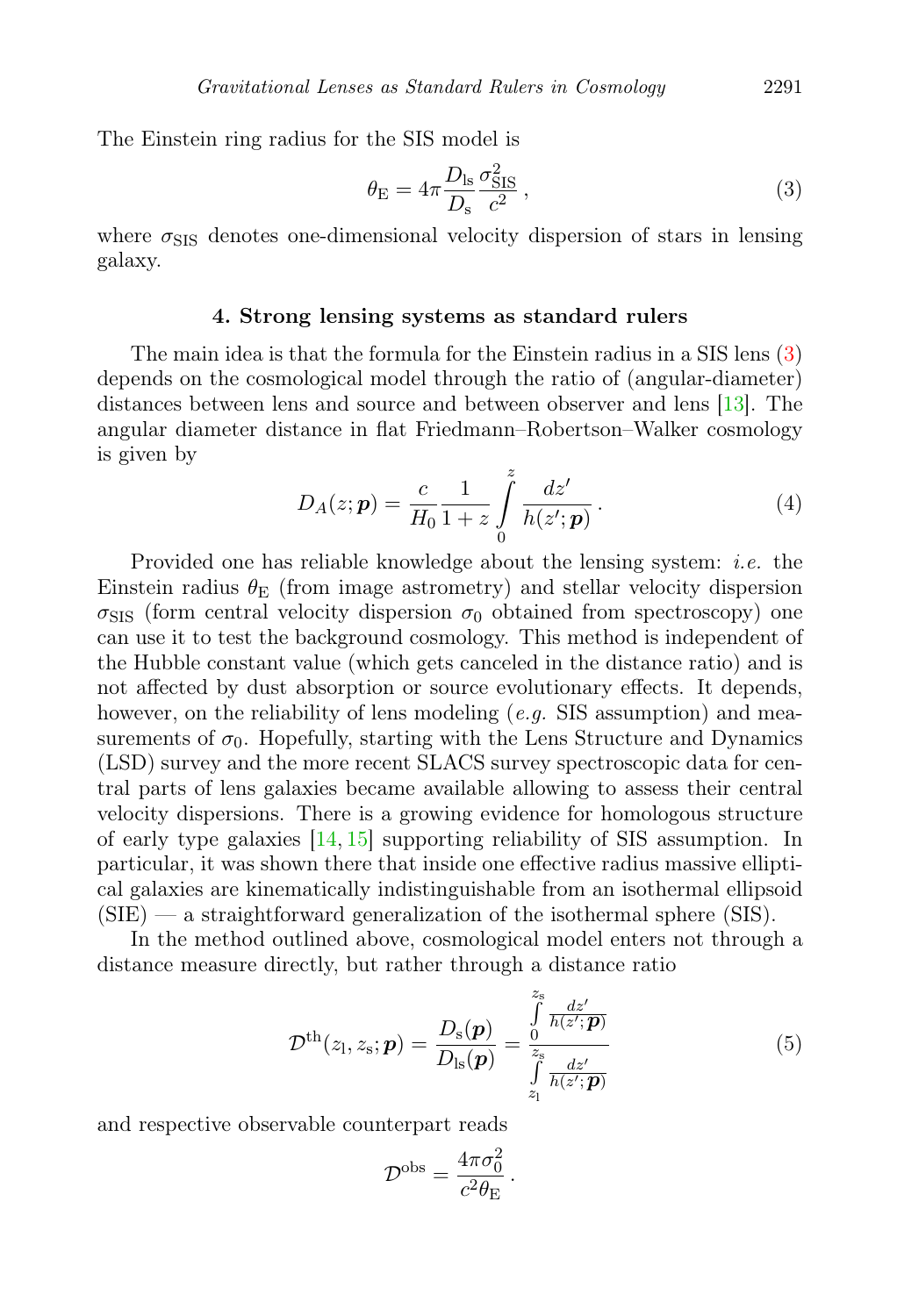The Einstein ring radius for the SIS model is

$$\theta_{\rm E} = 4\pi \frac{D_{\rm ls}}{D_{\rm s}} \frac{\sigma_{\rm SIS}^2}{c^2}\,, \tag{3}$$

where $\sigma_{\rm SIS}$ denotes one-dimensional velocity dispersion of stars in lensing galaxy.

### 4. Strong lensing systems as standard rulers

The main idea is that the formula for the Einstein radius in a SIS lens (3) depends on the cosmological model through the ratio of (angular-diameter) distances between lens and source and between observer and lens [13]. The angular diameter distance in flat Friedmann–Robertson–Walker cosmology is given by

$$D_A(z;\boldsymbol{p}) = \frac{c}{H_0}\frac{1}{1+z}\int\limits_0^z \frac{dz'}{h(z';\boldsymbol{p})}\,. \tag{4}$$

Provided one has reliable knowledge about the lensing system: *i.e.* the Einstein radius $\theta_{\rm E}$ (from image astrometry) and stellar velocity dispersion $\sigma_{\rm SIS}$ (form central velocity dispersion $\sigma_0$ obtained from spectroscopy) one can use it to test the background cosmology. This method is independent of the Hubble constant value (which gets canceled in the distance ratio) and is not affected by dust absorption or source evolutionary effects. It depends, however, on the reliability of lens modeling (*e.g.* SIS assumption) and measurements of $\sigma_0$. Hopefully, starting with the Lens Structure and Dynamics (LSD) survey and the more recent SLACS survey spectroscopic data for central parts of lens galaxies became available allowing to assess their central velocity dispersions. There is a growing evidence for homologous structure of early type galaxies [14, 15] supporting reliability of SIS assumption. In particular, it was shown there that inside one effective radius massive elliptical galaxies are kinematically indistinguishable from an isothermal ellipsoid (SIE) — a straightforward generalization of the isothermal sphere (SIS).

In the method outlined above, cosmological model enters not through a distance measure directly, but rather through a distance ratio

$$\mathcal{D}^{\rm th}(z_{\rm l},z_{\rm s};\boldsymbol{p}) = \frac{D_{\rm s}(\boldsymbol{p})}{D_{\rm ls}(\boldsymbol{p})} = \frac{\int\limits_0^{z_{\rm s}} \frac{dz'}{h(z';\boldsymbol{p})}}{\int\limits_{z_{\rm l}}^{z_{\rm s}} \frac{dz'}{h(z';\boldsymbol{p})}} \tag{5}$$

and respective observable counterpart reads

$$\mathcal{D}^{\rm obs} = \frac{4\pi\sigma_0^2}{c^2\theta_{\rm E}}\,.$$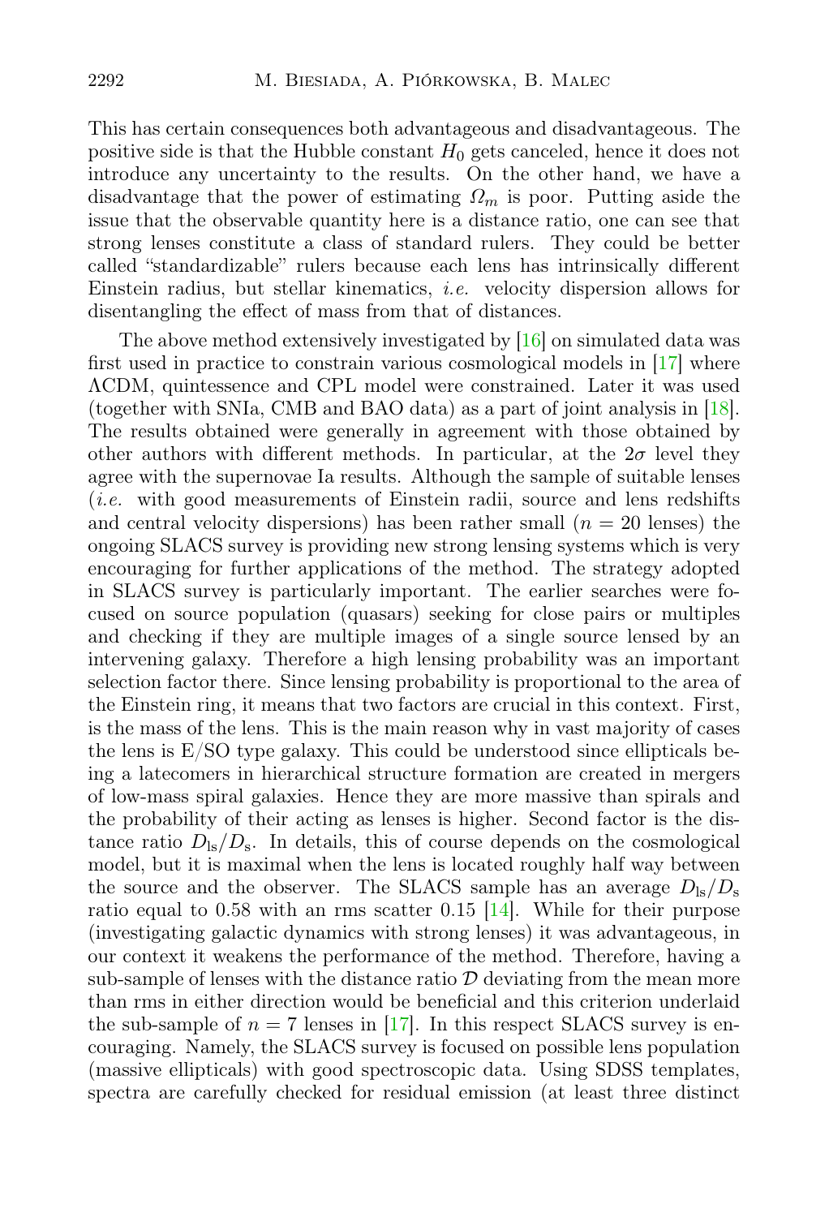This has certain consequences both advantageous and disadvantageous. The positive side is that the Hubble constant $H_0$ gets canceled, hence it does not introduce any uncertainty to the results. On the other hand, we have a disadvantage that the power of estimating $\Omega_m$ is poor. Putting aside the issue that the observable quantity here is a distance ratio, one can see that strong lenses constitute a class of standard rulers. They could be better called "standardizable" rulers because each lens has intrinsically different Einstein radius, but stellar kinematics, *i.e.* velocity dispersion allows for disentangling the effect of mass from that of distances.

The above method extensively investigated by [16] on simulated data was first used in practice to constrain various cosmological models in [17] where ΛCDM, quintessence and CPL model were constrained. Later it was used (together with SNIa, CMB and BAO data) as a part of joint analysis in [18]. The results obtained were generally in agreement with those obtained by other authors with different methods. In particular, at the $2\sigma$ level they agree with the supernovae Ia results. Although the sample of suitable lenses (*i.e.* with good measurements of Einstein radii, source and lens redshifts and central velocity dispersions) has been rather small ($n = 20$ lenses) the ongoing SLACS survey is providing new strong lensing systems which is very encouraging for further applications of the method. The strategy adopted in SLACS survey is particularly important. The earlier searches were focused on source population (quasars) seeking for close pairs or multiples and checking if they are multiple images of a single source lensed by an intervening galaxy. Therefore a high lensing probability was an important selection factor there. Since lensing probability is proportional to the area of the Einstein ring, it means that two factors are crucial in this context. First, is the mass of the lens. This is the main reason why in vast majority of cases the lens is E/SO type galaxy. This could be understood since ellipticals being a latecomers in hierarchical structure formation are created in mergers of low-mass spiral galaxies. Hence they are more massive than spirals and the probability of their acting as lenses is higher. Second factor is the distance ratio $D_{\rm ls}/D_{\rm s}$. In details, this of course depends on the cosmological model, but it is maximal when the lens is located roughly half way between the source and the observer. The SLACS sample has an average $D_{\rm ls}/D_{\rm s}$ ratio equal to 0.58 with an rms scatter 0.15 [14]. While for their purpose (investigating galactic dynamics with strong lenses) it was advantageous, in our context it weakens the performance of the method. Therefore, having a sub-sample of lenses with the distance ratio $\mathcal{D}$ deviating from the mean more than rms in either direction would be beneficial and this criterion underlaid the sub-sample of $n = 7$ lenses in [17]. In this respect SLACS survey is encouraging. Namely, the SLACS survey is focused on possible lens population (massive ellipticals) with good spectroscopic data. Using SDSS templates, spectra are carefully checked for residual emission (at least three distinct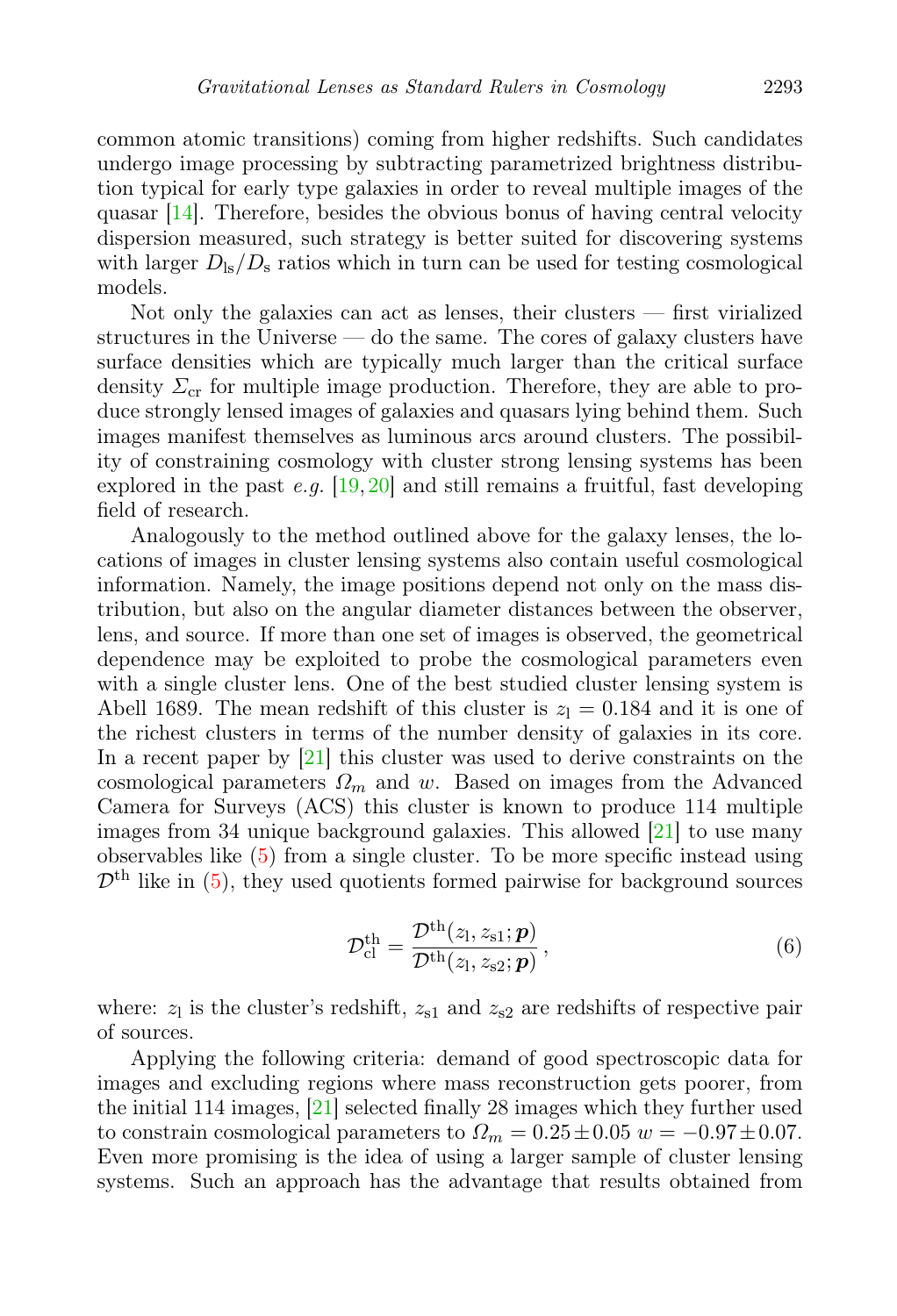common atomic transitions) coming from higher redshifts. Such candidates undergo image processing by subtracting parametrized brightness distribution typical for early type galaxies in order to reveal multiple images of the quasar [14]. Therefore, besides the obvious bonus of having central velocity dispersion measured, such strategy is better suited for discovering systems with larger $D_{\rm ls}/D_{\rm s}$ ratios which in turn can be used for testing cosmological models.

Not only the galaxies can act as lenses, their clusters — first virialized structures in the Universe — do the same. The cores of galaxy clusters have surface densities which are typically much larger than the critical surface density $\Sigma_{\rm cr}$ for multiple image production. Therefore, they are able to produce strongly lensed images of galaxies and quasars lying behind them. Such images manifest themselves as luminous arcs around clusters. The possibility of constraining cosmology with cluster strong lensing systems has been explored in the past *e.g.* [19, 20] and still remains a fruitful, fast developing field of research.

Analogously to the method outlined above for the galaxy lenses, the locations of images in cluster lensing systems also contain useful cosmological information. Namely, the image positions depend not only on the mass distribution, but also on the angular diameter distances between the observer, lens, and source. If more than one set of images is observed, the geometrical dependence may be exploited to probe the cosmological parameters even with a single cluster lens. One of the best studied cluster lensing system is Abell 1689. The mean redshift of this cluster is $z_{\rm l} = 0.184$ and it is one of the richest clusters in terms of the number density of galaxies in its core. In a recent paper by [21] this cluster was used to derive constraints on the cosmological parameters $\Omega_m$ and $w$. Based on images from the Advanced Camera for Surveys (ACS) this cluster is known to produce 114 multiple images from 34 unique background galaxies. This allowed [21] to use many observables like (5) from a single cluster. To be more specific instead using $\mathcal{D}^{\rm th}$ like in (5), they used quotients formed pairwise for background sources

$$\mathcal{D}^{\rm th}_{\rm cl} = \frac{\mathcal{D}^{\rm th}(z_{\rm l}, z_{\rm s1}; \boldsymbol{p})}{\mathcal{D}^{\rm th}(z_{\rm l}, z_{\rm s2}; \boldsymbol{p})}\,, \tag{6}$$

where: $z_{\rm l}$ is the cluster's redshift, $z_{\rm s1}$ and $z_{\rm s2}$ are redshifts of respective pair of sources.

Applying the following criteria: demand of good spectroscopic data for images and excluding regions where mass reconstruction gets poorer, from the initial 114 images, [21] selected finally 28 images which they further used to constrain cosmological parameters to $\Omega_m = 0.25 \pm 0.05$ $w = -0.97 \pm 0.07$. Even more promising is the idea of using a larger sample of cluster lensing systems. Such an approach has the advantage that results obtained from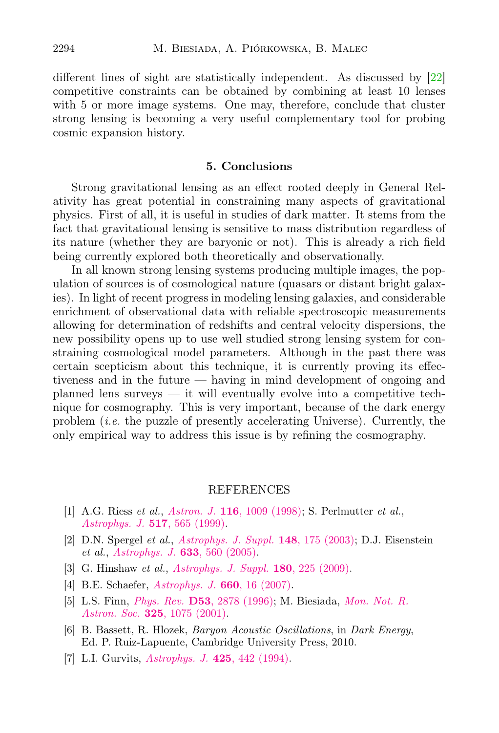different lines of sight are statistically independent. As discussed by [22] competitive constraints can be obtained by combining at least 10 lenses with 5 or more image systems. One may, therefore, conclude that cluster strong lensing is becoming a very useful complementary tool for probing cosmic expansion history.

## 5. Conclusions

Strong gravitational lensing as an effect rooted deeply in General Relativity has great potential in constraining many aspects of gravitational physics. First of all, it is useful in studies of dark matter. It stems from the fact that gravitational lensing is sensitive to mass distribution regardless of its nature (whether they are baryonic or not). This is already a rich field being currently explored both theoretically and observationally.

In all known strong lensing systems producing multiple images, the population of sources is of cosmological nature (quasars or distant bright galaxies). In light of recent progress in modeling lensing galaxies, and considerable enrichment of observational data with reliable spectroscopic measurements allowing for determination of redshifts and central velocity dispersions, the new possibility opens up to use well studied strong lensing system for constraining cosmological model parameters. Although in the past there was certain scepticism about this technique, it is currently proving its effectiveness and in the future — having in mind development of ongoing and planned lens surveys — it will eventually evolve into a competitive technique for cosmography. This is very important, because of the dark energy problem (*i.e.* the puzzle of presently accelerating Universe). Currently, the only empirical way to address this issue is by refining the cosmography.

## REFERENCES

[1] A.G. Riess *et al.*, *Astron. J.* **116**, 1009 (1998); S. Perlmutter *et al.*, *Astrophys. J.* **517**, 565 (1999).

[2] D.N. Spergel *et al.*, *Astrophys. J. Suppl.* **148**, 175 (2003); D.J. Eisenstein *et al.*, *Astrophys. J.* **633**, 560 (2005).

[3] G. Hinshaw *et al.*, *Astrophys. J. Suppl.* **180**, 225 (2009).

[4] B.E. Schaefer, *Astrophys. J.* **660**, 16 (2007).

[5] L.S. Finn, *Phys. Rev.* **D53**, 2878 (1996); M. Biesiada, *Mon. Not. R. Astron. Soc.* **325**, 1075 (2001).

[6] B. Bassett, R. Hlozek, *Baryon Acoustic Oscillations*, in *Dark Energy*, Ed. P. Ruiz-Lapuente, Cambridge University Press, 2010.

[7] L.I. Gurvits, *Astrophys. J.* **425**, 442 (1994).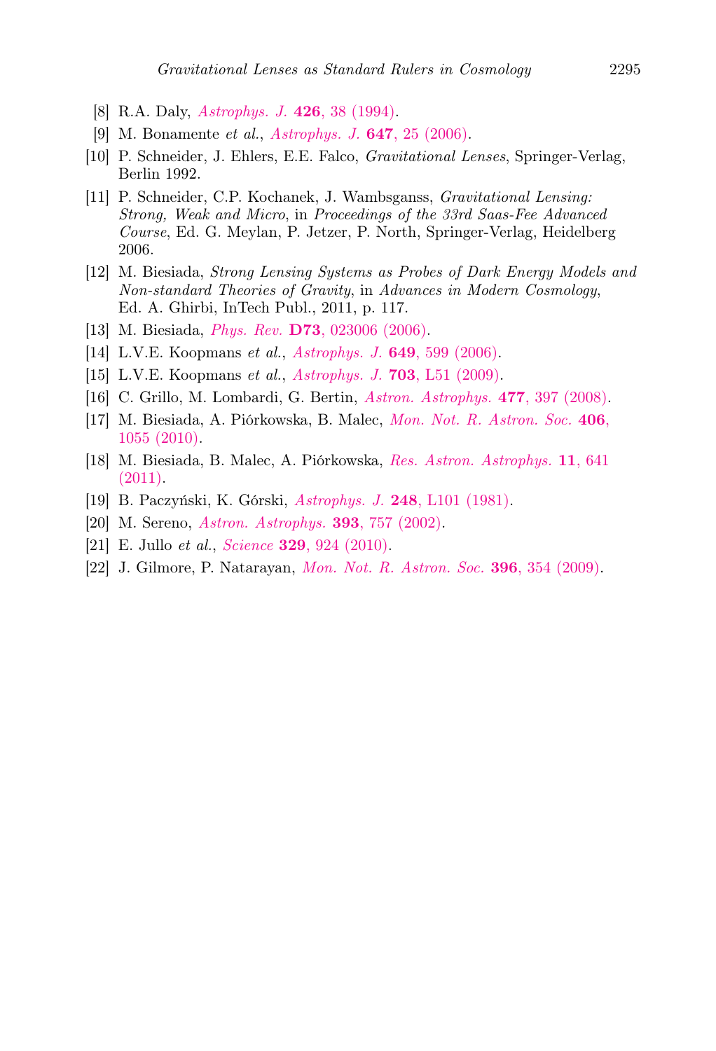[8] R.A. Daly, *Astrophys. J.* **426**, 38 (1994).

[9] M. Bonamente *et al.*, *Astrophys. J.* **647**, 25 (2006).

[10] P. Schneider, J. Ehlers, E.E. Falco, *Gravitational Lenses*, Springer-Verlag, Berlin 1992.

[11] P. Schneider, C.P. Kochanek, J. Wambsganss, *Gravitational Lensing: Strong, Weak and Micro*, in *Proceedings of the 33rd Saas-Fee Advanced Course*, Ed. G. Meylan, P. Jetzer, P. North, Springer-Verlag, Heidelberg 2006.

[12] M. Biesiada, *Strong Lensing Systems as Probes of Dark Energy Models and Non-standard Theories of Gravity*, in *Advances in Modern Cosmology*, Ed. A. Ghirbi, InTech Publ., 2011, p. 117.

[13] M. Biesiada, *Phys. Rev.* **D73**, 023006 (2006).

[14] L.V.E. Koopmans *et al.*, *Astrophys. J.* **649**, 599 (2006).

[15] L.V.E. Koopmans *et al.*, *Astrophys. J.* **703**, L51 (2009).

[16] C. Grillo, M. Lombardi, G. Bertin, *Astron. Astrophys.* **477**, 397 (2008).

[17] M. Biesiada, A. Piórkowska, B. Malec, *Mon. Not. R. Astron. Soc.* **406**, 1055 (2010).

[18] M. Biesiada, B. Malec, A. Piórkowska, *Res. Astron. Astrophys.* **11**, 641 (2011).

[19] B. Paczyński, K. Górski, *Astrophys. J.* **248**, L101 (1981).

[20] M. Sereno, *Astron. Astrophys.* **393**, 757 (2002).

[21] E. Jullo *et al.*, *Science* **329**, 924 (2010).

[22] J. Gilmore, P. Natarayan, *Mon. Not. R. Astron. Soc.* **396**, 354 (2009).